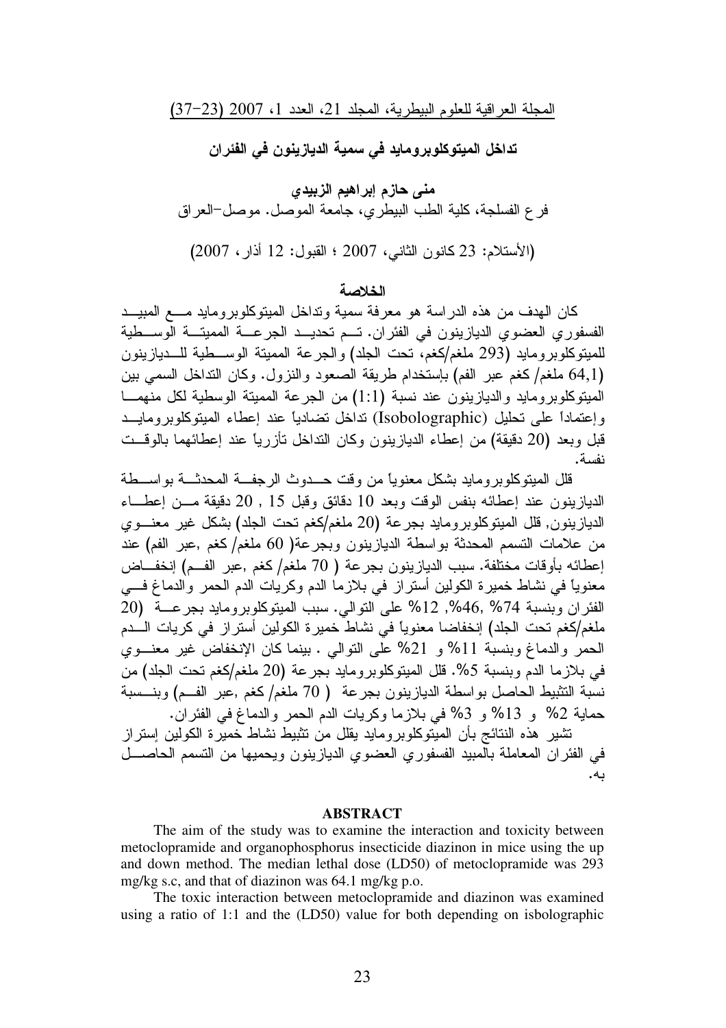# تداخل الميتوكلوبرومايد في سمية الديازينون في الفئران

**منى حازم إبراهيم الزبيدي**

فرع الفسلجة، كلية الطب البيطري، جامعة الموصل. موصل-العراق

(الأستلام: 23 كانون الثاني، 2007 ؛ القبول: 12 أذار، 2007)

## الخلاصة

كان الهدف من هذه الدراسة هو معرفة سمية وتداخل الميتوكلوبرومايد مع المبيد الفسفوري العضوي الديازينون في الفئران. تم تحديد الجرعة المميتة الوسطية للميتوكلوبرومايد (293 ملغم/كغم، تحت الجلد) والجرعة المميتة الوسطية للديازينون (64,1 ملغم/ كغم عبر الفم) بإستخدام طريقة الصعود والنزول. وكان التداخل السمي بين الميتوكلوبرومايد والديازينون عند نسبة (1:1) من الجرعة المميتة الوسطية لكل منهما وإعتماداً على تحليل (Isobolographic) تداخل تضادياً عند إعطاء الميتوكلوبرومايد قبل وبعد (20 دقيقة) من إعطاء الديازينون وكان التداخل تأزرياً عند إعطائهما بالوقت نفسة.

قلل الميتوكلوبرومايد بشكل معنوياً من وقت حدوث الرجفة المحدثة بواسطة الديازينون عند إعطائه بنفس الوقت وبعد 10 دقائق وقبل 15 , 20 دقيقة من إعطاء الديازينون, قلل الميتوكلوبرومايد بجرعة (20 ملغم/كغم تحت الجلد) بشكل غير معنوي من علامات التسمم المحدثة بواسطة الديازينون وبجرعة( 60 ملغم/ كغم ,عبر الفم) عند إعطائه بأوقات مختلفة. سبب الديازينون بجرعة ( 70 ملغم/ كغم ,عبر الفم) إنخفاض معنوياً في نشاط خميرة الكولين أستراز في بلازما الدم وكريات الدم الحمر والدماغ في الفئران وبنسبة 74% ,46%, 12% على التوالي. سبب الميتوكلوبرومايد بجرعة (20 ملغم/كغم تحت الجلد) إنخفاضا معنوياً في نشاط خميرة الكولين أستراز في كريات الدم الحمر والدماغ وبنسبة 11% و 21% على التوالي . بينما كان الإنخفاض غير معنوي في بلازما الدم وبنسبة 5%. قلل الميتوكلوبرومايد بجرعة (20 ملغم/كغم تحت الجلد) من نسبة التثبيط الحاصل بواسطة الديازينون بجرعة ( 70 ملغم/ كغم ,عبر الفم) وبنسبة حماية 2% و 13% و 3% في بلازما وكريات الدم الحمر والدماغ في الفئران.

تشير هذه النتائج بأن الميتوكلوبرومايد يقلل من تثبيط نشاط خميرة الكولين إستراز في الفئران المعاملة بالمبيد الفسفوري العضوي الديازينون ويحميها من التسمم الحاصل به.

## ABSTRACT

The aim of the study was to examine the interaction and toxicity between metoclopramide and organophosphorus insecticide diazinon in mice using the up and down method. The median lethal dose (LD50) of metoclopramide was 293 mg/kg s.c, and that of diazinon was 64.1 mg/kg p.o.

The toxic interaction between metoclopramide and diazinon was examined using a ratio of 1:1 and the (LD50) value for both depending on isobolographic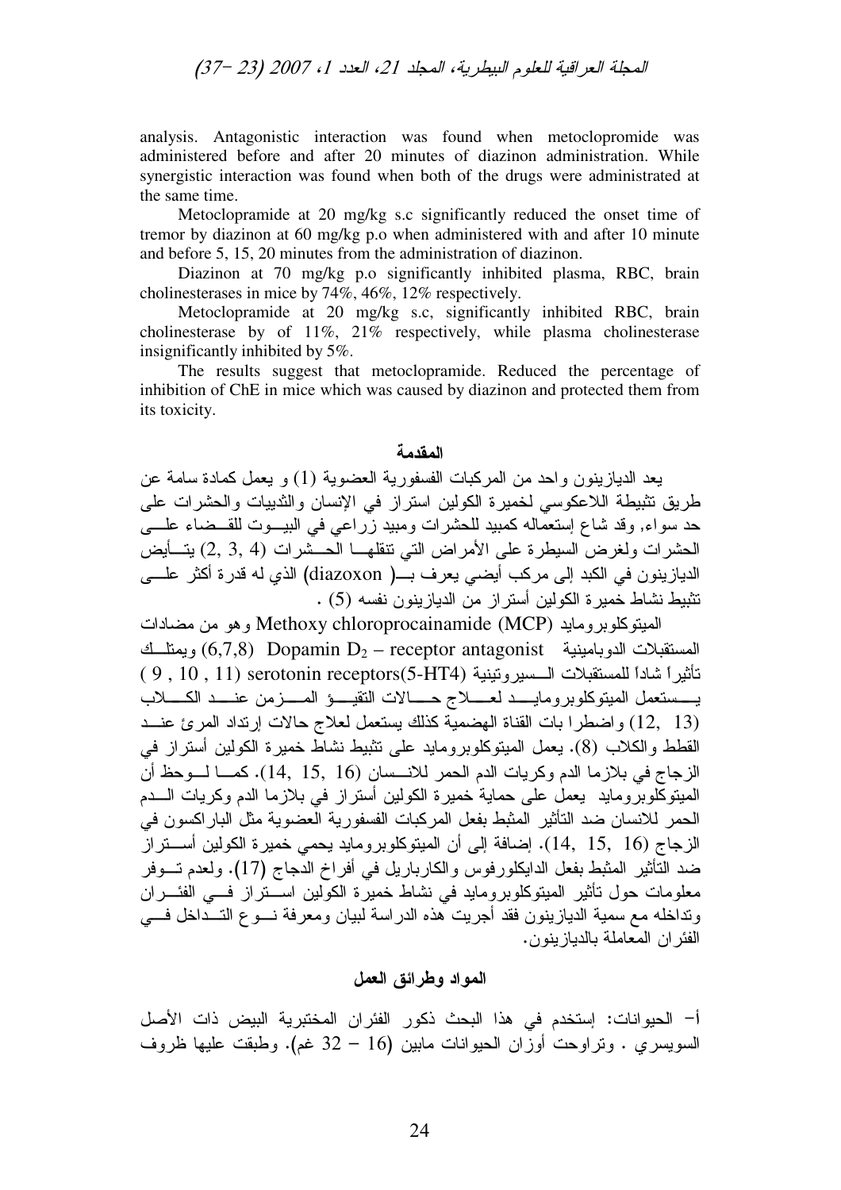analysis. Antagonistic interaction was found when metoclopromide was administered before and after 20 minutes of diazinon administration. While synergistic interaction was found when both of the drugs were administrated at the same time.

Metoclopramide at 20 mg/kg s.c significantly reduced the onset time of tremor by diazinon at 60 mg/kg p.o when administered with and after 10 minute and before 5, 15, 20 minutes from the administration of diazinon.

Diazinon at 70 mg/kg p.o significantly inhibited plasma, RBC, brain cholinesterases in mice by 74%, 46%, 12% respectively.

Metoclopramide at 20 mg/kg s.c, significantly inhibited RBC, brain cholinesterase by of 11%, 21% respectively, while plasma cholinesterase insignificantly inhibited by 5%.

The results suggest that metoclopramide. Reduced the percentage of inhibition of ChE in mice which was caused by diazinon and protected them from its toxicity.

## المقدمة

يعد الديازينون واحد من المركبات الفسفورية العضوية (1) و يعمل كمادة سامة عن طريق تثبيطة اللاعكوسي لخميرة الكولين استراز في الإنسان والثدييات والحشرات على حد سواء, وقد شاع إستعماله كمبيد للحشرات ومبيد زراعي في البيوت للقضاء على الحشرات ولغرض السيطرة على الأمراض التي تنقلها الحشرات (4 ,3 ,2) يتأيض الديازينون في الكبد إلى مركب أيضي يعرف بـ( diazoxon) الذي له قدرة أكثر على تثبيط نشاط خميرة الكولين أستراز من الديازينون نفسه (5) .

الميتوكلوبرومايد Methoxy chloroprocainamide (MCP) وهو من مضادات المستقبلات الدوبامينية Dopamin $D_2$ – receptor antagonist (6,7,8) ويمتلك تأثيراً شاداً للمستقبلات السيروتينية serotonin receptors(5-HT4) (11 , 10 , 9) يستعمل الميتوكلوبرومايد لعلاج حالات التقيؤ المزمن عند الكلاب (13 ,12) واضطرابات القناة الهضمية كذلك يستعمل لعلاج حالات إرتداد المرئ عند القطط والكلاب (8). يعمل الميتوكلوبرومايد على تثبيط نشاط خميرة الكولين أستراز في الزجاج في بلازما الدم وكريات الدم الحمر للانسان (16 ,15 ,14). كما لوحظ أن الميتوكلوبرومايد يعمل على حماية خميرة الكولين أستراز في بلازما الدم وكريات الدم الحمر للانسان ضد التأثير المثبط بفعل المركبات الفسفورية العضوية مثل الباراكسون في الزجاج (16 ,15 ,14). إضافة إلى أن الميتوكلوبرومايد يحمي خميرة الكولين أستراز ضد التأثير المثبط بفعل الدايكلورفوس والكارباريل في أفراخ الدجاج (17). ولعدم توفر معلومات حول تأثير الميتوكلوبرومايد في نشاط خميرة الكولين استراز في الفئران وتداخله مع سمية الديازينون فقد أجريت هذه الدراسة لبيان ومعرفة نوع التداخل في الفئران المعاملة بالديازينون.

## المواد وطرائق العمل

أ- الحيوانات: إستخدم في هذا البحث ذكور الفئران المختبرية البيض ذات الأصل السويسري . وتراوحت أوزان الحيوانات مابين (16 – 32 غم). وطبقت عليها ظروف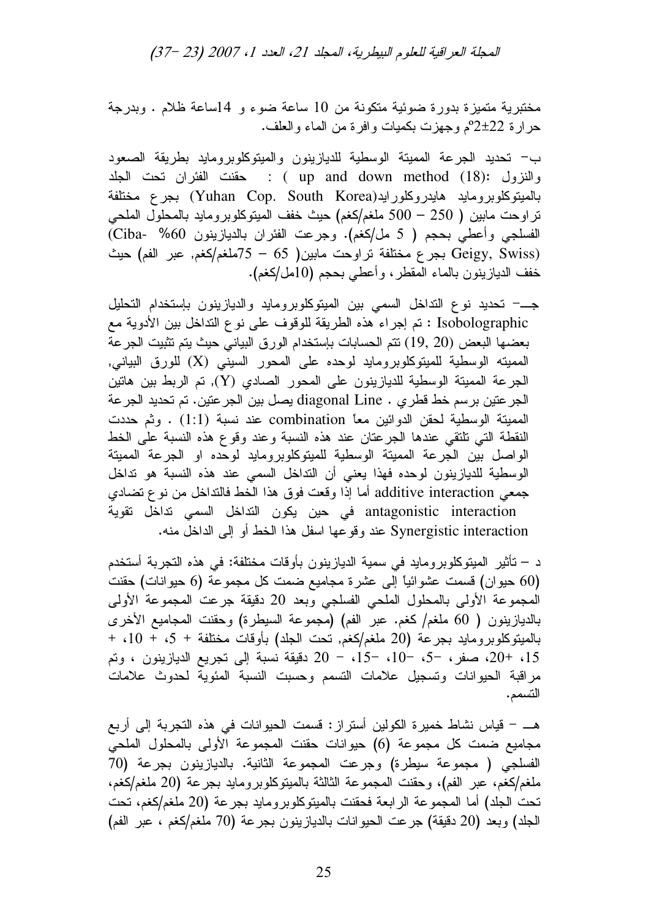مختبرية متميزة بدورة ضوئية متكونة من 10 ساعة ضوء و 14ساعة ظلام . وبدرجة حرارة 22±2°م وجهزت بكميات وافرة من الماء والعلف.

ب- تحديد الجرعة المميتة الوسطية للديازينون والميتوكلوبرومايد بطريقة الصعود والنزول (18): ( up and down method ) : حقنت الفئران تحت الجلد بالميتوكلوبرومايد هايدروكلورايد(Yuhan Cop. South Korea) بجرع مختلفة تراوحت مابين ( 250 – 500 ملغم/كغم) حيث خفف الميتوكلوبرومايد بالمحلول الملحي الفسلجي وأعطي بحجم ( 5 مل/كغم). وجرعت الفئران بالديازينون 60% (Ciba- Geigy, Swiss) بجرع مختلفة تراوحت مابين( 65 – 75ملغم/كغم, عبر الفم) حيث خفف الديازينون بالماء المقطر، وأعطي بحجم (10مل/كغم).

جـ- تحديد نوع التداخل السمي بين الميتوكلوبرومايد والديازينون بإستخدام التحليل Isobolographic : تم إجراء هذه الطريقة للوقوف على نوع التداخل بين الأدوية مع بعضها البعض (19, 20) تتم الحسابات بإستخدام الورق البياني حيث يتم تثبيت الجرعة المميته الوسطية للميتوكلوبرومايد لوحده على المحور السيني (X) للورق البياني, الجرعة المميتة الوسطية للديازينون على المحور الصادي (Y), تم الربط بين هاتين الجرعتين برسم خط قطري . diagonal Line يصل بين الجرعتين. تم تحديد الجرعة المميتة الوسطية لحقن الدوائين معاً combination عند نسبة (1:1) . وثم حددت النقطة التي تلتقي عندها الجرعتان عند هذه النسبة وعند وقوع هذه النسبة على الخط الواصل بين الجرعة المميتة الوسطية للميتوكلوبرومايد لوحده او الجرعة المميتة الوسطية للديازينون لوحده فهذا يعني أن التداخل السمي عند هذه النسبة هو تداخل جمعي additive interaction أما إذا وقعت فوق هذا الخط فالتداخل من نوع تضادي antagonistic interaction في حين يكون التداخل السمي تداخل تقوية Synergistic interaction عند وقوعها اسفل هذا الخط أو إلى الداخل منه.

د – تأثير الميتوكلوبرومايد في سمية الديازينون بأوقات مختلفة: في هذه التجربة أستخدم (60 حيوان) قسمت عشوائياً إلى عشرة مجاميع ضمت كل مجموعة (6 حيوانات) حقنت المجموعة الأولى بالمحلول الملحي الفسلجي وبعد 20 دقيقة جرعت المجموعة الأولى بالديازينون ( 60 ملغم/ كغم. عبر الفم) (مجموعة السيطرة) وحقنت المجاميع الأخرى بالميتوكلوبرومايد بجرعة (20 ملغم/كغم, تحت الجلد) بأوقات مختلفة + 5، + 10، + 15، +20، صفر، -5، -10، -15، – 20 دقيقة نسبة إلى تجريع الديازينون ، وتم مراقبة الحيوانات وتسجيل علامات التسمم وحسبت النسبة المئوية لحدوث علامات التسمم.

هـ – قياس نشاط خميرة الكولين أستراز: قسمت الحيوانات في هذه التجربة إلى أربع مجاميع ضمت كل مجموعة (6) حيوانات حقنت المجموعة الأولى بالمحلول الملحي الفسلجي ( مجموعة سيطرة) وجرعت المجموعة الثانية. بالديازينون بجرعة (70 ملغم/كغم، عبر الفم)، وحقنت المجموعة الثالثة بالميتوكلوبرومايد بجرعة (20 ملغم/كغم، تحت الجلد) أما المجموعة الرابعة فحقنت بالميتوكلوبرومايد بجرعة (20 ملغم/كغم، تحت الجلد) وبعد (20 دقيقة) جرعت الحيوانات بالديازينون بجرعة (70 ملغم/كغم ، عبر الفم)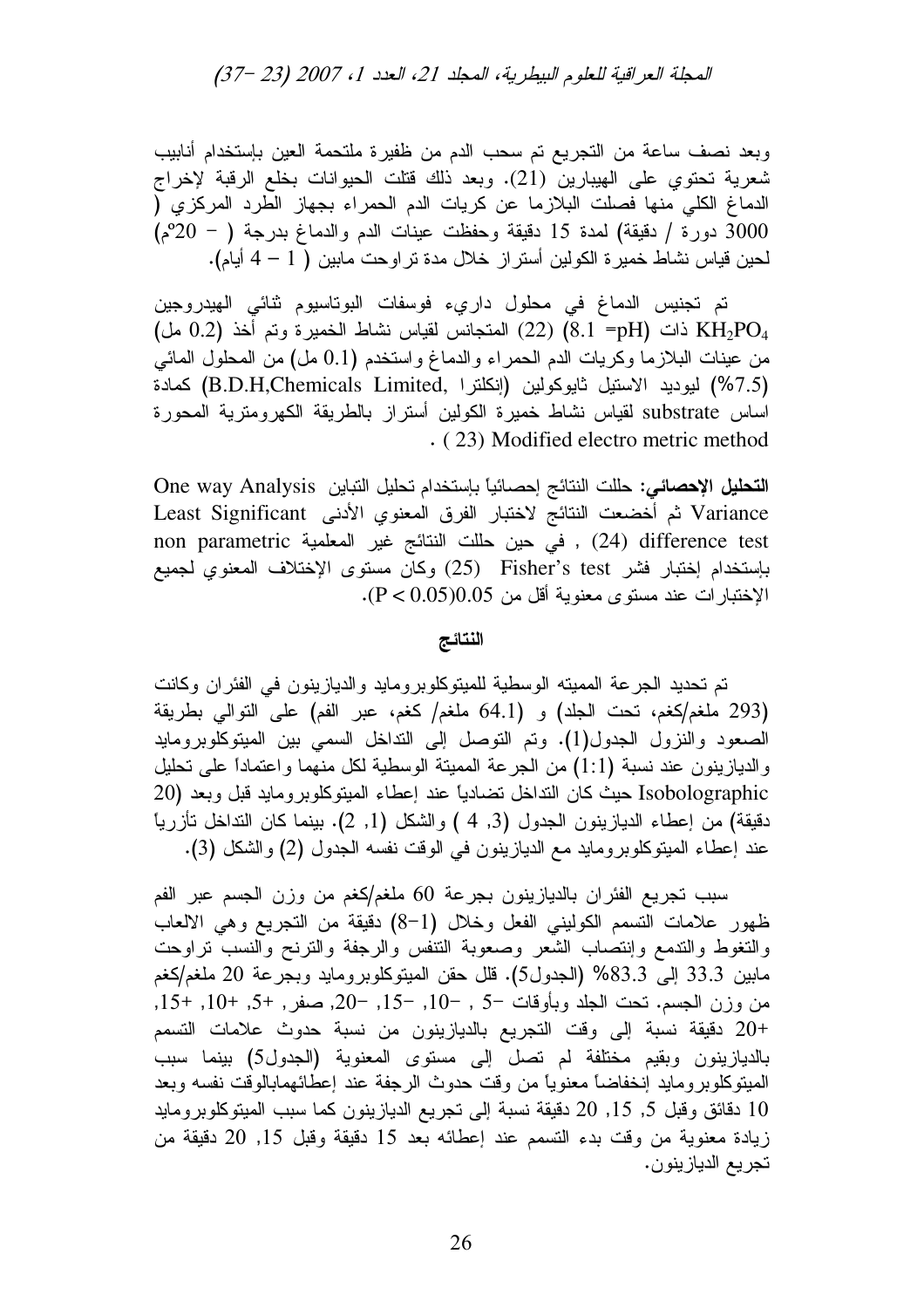وبعد نصف ساعة من التجريع تم سحب الدم من ظفيرة ملتحمة العين بإستخدام أنابيب شعرية تحتوي على الهيبارين (21). وبعد ذلك قتلت الحيوانات بخلع الرقبة لإخراج الدماغ الكلي منها فصلت البلازما عن كريات الدم الحمراء بجهاز الطرد المركزي ( 3000 دورة / دقيقة) لمدة 15 دقيقة وحفظت عينات الدم والدماغ بدرجة ( − 20ºم) لحين قياس نشاط خميرة الكولين أستراز خلال مدة تراوحت مابين ( 1 − 4 أيام).

تم تجنيس الدماغ في محلول داريء فوسفات البوتاسيوم ثنائي الهيدروجين $KH_2PO_4$ ذات (pH= 8.1) (22) المتجانس لقياس نشاط الخميرة وتم أخذ (0.2 مل) من عينات البلازما وكريات الدم الحمراء والدماغ واستخدم (0.1 مل) من المحلول المائي (7.5%) ليوديد الاستيل ثايوكولين (إنكلترا ,B.D.H,Chemicals Limited) كمادة اساس substrate لقياس نشاط خميرة الكولين أستراز بالطريقة الكهرومترية المحورة Modified electro metric method (23) .

**التحليل الإحصائي:** حللت النتائج إحصائياً بإستخدام تحليل التباين One way Analysis Variance ثم أخضعت النتائج لاختبار الفرق المعنوي الأدنى Least Significant difference test (24) , في حين حللت النتائج غير المعلمية non parametric بإستخدام إختبار فشر Fisher's test (25) وكان مستوى الإختلاف المعنوي لجميع الإختبارات عند مستوى معنوية أقل من 0.05($P < 0.05$).

## النتائج

تم تحديد الجرعة المميته الوسطية للميتوكلوبرومايد والديازينون في الفئران وكانت (293 ملغم/كغم، تحت الجلد) و (64.1 ملغم/ كغم، عبر الفم) على التوالي بطريقة الصعود والنزول الجدول(1). وتم التوصل إلى التداخل السمي بين الميتوكلوبرومايد والديازينون عند نسبة (1:1) من الجرعة المميتة الوسطية لكل منهما واعتماداً على تحليل Isobolographic حيث كان التداخل تضادياً عند إعطاء الميتوكلوبرومايد قبل وبعد (20 دقيقة) من إعطاء الديازينون الجدول (3, 4 ) والشكل (1, 2). بينما كان التداخل تآزرياً عند إعطاء الميتوكلوبرومايد مع الديازينون في الوقت نفسه الجدول (2) والشكل (3).

سبب تجريع الفئران بالديازينون بجرعة 60 ملغم/كغم من وزن الجسم عبر الفم ظهور علامات التسمم الكوليني الفعل وخلال (1−8) دقيقة من التجريع وهي الالعاب والتغوط والتدمع وإنتصاب الشعر وصعوبة التنفس والرجفة والترنح والنسب تراوحت مابين 33.3 إلى 83.3% (الجدول5). قلل حقن الميتوكلوبرومايد وبجرعة 20 ملغم/كغم من وزن الجسم. تحت الجلد وبأوقات −5 , −10, −15, −20, صفر, +5, +10, +15, +20 دقيقة نسبة إلى وقت التجريع بالديازينون من نسبة حدوث علامات التسمم بالديازينون وبقيم مختلفة لم تصل إلى مستوى المعنوية (الجدول5) بينما سبب الميتوكلوبرومايد إنخفاضاً معنوياً من وقت حدوث الرجفة عند إعطائهمابالوقت نفسه وبعد 10 دقائق وقبل 5, 15, 20 دقيقة نسبة إلى تجريع الديازينون كما سبب الميتوكلوبرومايد زيادة معنوية من وقت بدء التسمم عند إعطائه بعد 15 دقيقة وقبل 15, 20 دقيقة من تجريع الديازينون.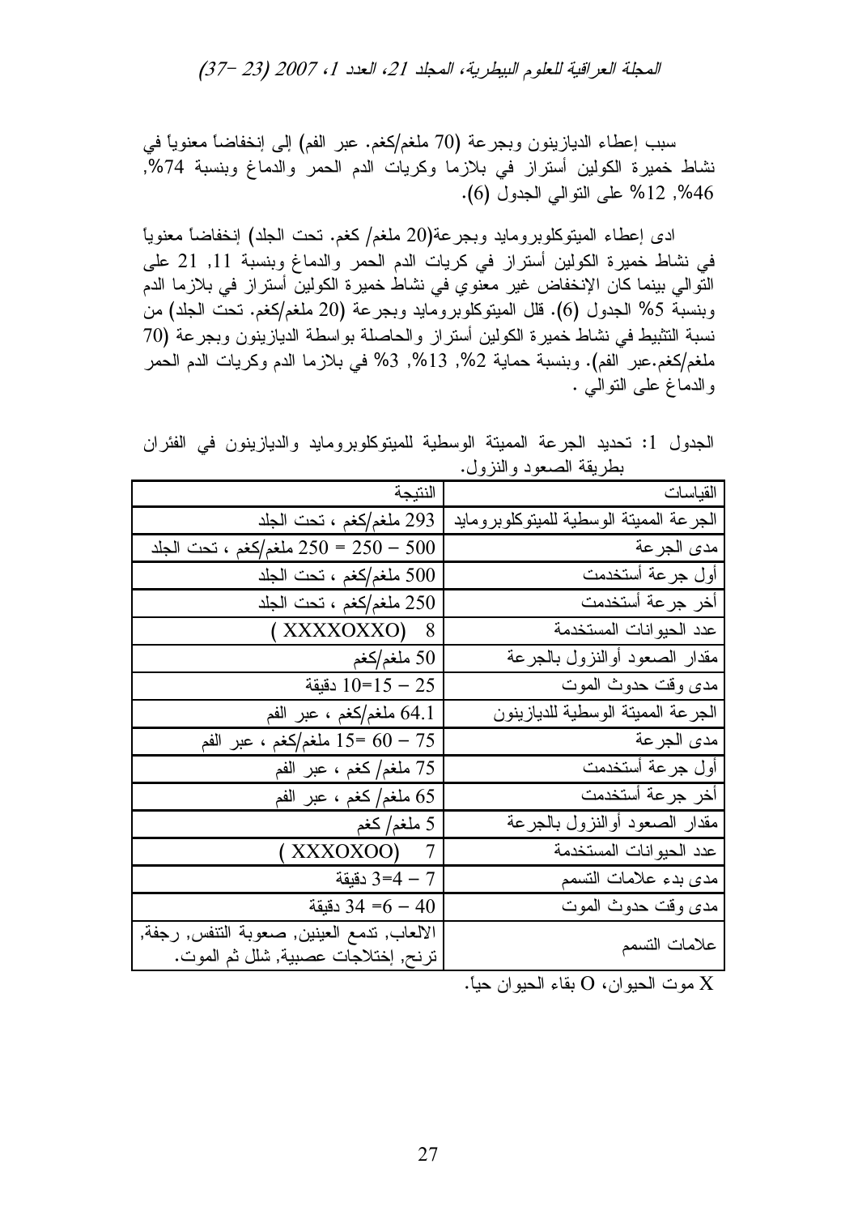سبب إعطاء الديازينون وبجرعة (70 ملغم/كغم. عبر الفم) إلى إنخفاضاً معنوياً في نشاط خميرة الكولين أستراز في بلازما وكريات الدم الحمر والدماغ وبنسبة 74%, 46%, 12% على التوالي الجدول (6).

ادى إعطاء الميتوكلوبرومايد وبجرعة(20 ملغم/ كغم. تحت الجلد) إنخفاضاً معنوياً في نشاط خميرة الكولين أستراز في كريات الدم الحمر والدماغ وبنسبة 11, 21 على التوالي بينما كان الإنخفاض غير معنوي في نشاط خميرة الكولين أستراز في بلازما الدم وبنسبة 5% الجدول (6). قلل الميتوكلوبرومايد وبجرعة (20 ملغم/كغم. تحت الجلد) من نسبة التثبيط في نشاط خميرة الكولين أستراز والحاصلة بواسطة الديازينون وبجرعة (70 ملغم/كغم.عبر الفم). وبنسبة حماية 2%, 13%, 3% في بلازما الدم وكريات الدم الحمر والدماغ على التوالي .

الجدول 1: تحديد الجرعة المميتة الوسطية للميتوكلوبرومايد والديازينون في الفئران بطريقة الصعود والنزول.

| القياسات | النتيجة |
|---|---|
| الجرعة المميتة الوسطية للميتوكلوبرومايد | 293 ملغم/كغم ، تحت الجلد |
| مدى الجرعة | 500 − 250 = 250 ملغم/كغم ، تحت الجلد |
| أول جرعة أستخدمت | 500 ملغم/كغم ، تحت الجلد |
| أخر جرعة أستخدمت | 250 ملغم/كغم ، تحت الجلد |
| عدد الحيوانات المستخدمة | 8 (XXXXOXXO) |
| مقدار الصعود أوالنزول بالجرعة | 50 ملغم/كغم |
| مدى وقت حدوث الموت | 25 − 15=10 دقيقة |
| الجرعة المميتة الوسطية للديازينون | 64.1 ملغم/كغم ، عبر الفم |
| مدى الجرعة | 75 − 60 =15 ملغم/كغم ، عبر الفم |
| أول جرعة أستخدمت | 75 ملغم/ كغم ، عبر الفم |
| أخر جرعة أستخدمت | 65 ملغم/ كغم ، عبر الفم |
| مقدار الصعود أوالنزول بالجرعة | 5 ملغم/ كغم |
| عدد الحيوانات المستخدمة | 7 (XXXOXOO) |
| مدى بدء علامات التسمم | 7 − 4=3 دقيقة |
| مدى وقت حدوث الموت | 40 − 6= 34 دقيقة |
| علامات التسمم | الالعاب, تدمع العينين, صعوبة التنفس, رجفة, ترنح, إختلاجات عصبية, شلل ثم الموت. |

X موت الحيوان، O بقاء الحيوان حياً.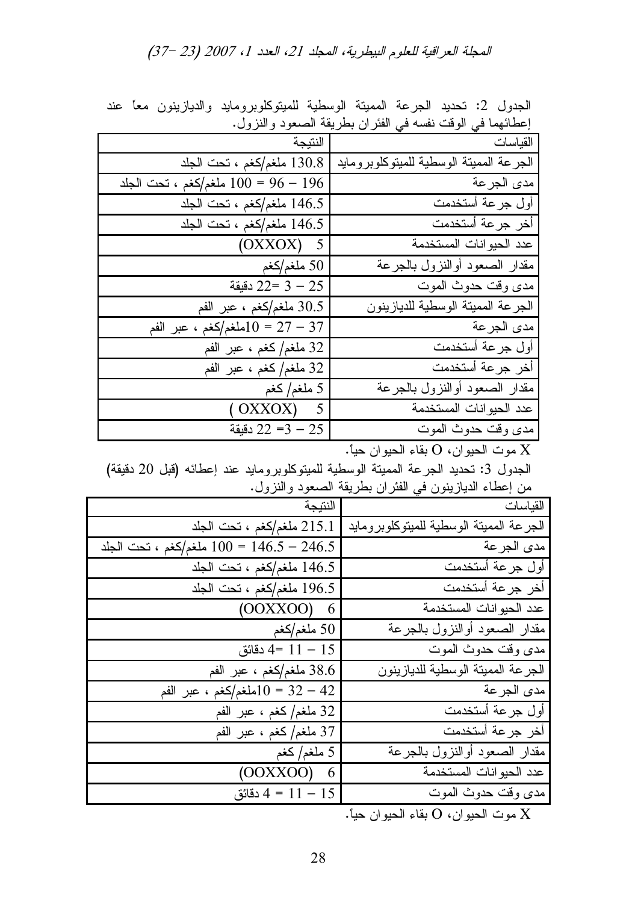الجدول 2: تحديد الجرعة المميتة الوسطية للميتوكلوبرومايد والديازينون معاً عند إعطائهما في الوقت نفسه في الفئران بطريقة الصعود والنزول.

| القياسات | النتيجة |
|---|---|
| الجرعة المميتة الوسطية للميتوكلوبرومايد | 130.8 ملغم/كغم ، تحت الجلد |
| مدى الجرعة | 196 – 96 = 100 ملغم/كغم ، تحت الجلد |
| أول جرعة أستخدمت | 146.5 ملغم/كغم ، تحت الجلد |
| أخر جرعة أستخدمت | 146.5 ملغم/كغم ، تحت الجلد |
| عدد الحيوانات المستخدمة | 5 (OXXOX) |
| مقدار الصعود أوالنزول بالجرعة | 50 ملغم/كغم |
| مدى وقت حدوث الموت | 25 – 3 =22 دقيقة |
| الجرعة المميتة الوسطية للديازينون | 30.5 ملغم/كغم ، عبر الفم |
| مدى الجرعة | 37 – 27 = 10ملغم/كغم ، عبر الفم |
| أول جرعة أستخدمت | 32 ملغم/ كغم ، عبر الفم |
| أخر جرعة أستخدمت | 32 ملغم/ كغم ، عبر الفم |
| مقدار الصعود أوالنزول بالجرعة | 5 ملغم/ كغم |
| عدد الحيوانات المستخدمة | 5 (OXXOX) |
| مدى وقت حدوث الموت | 25 – 3= 22 دقيقة |

X موت الحيوان، O بقاء الحيوان حياً.

الجدول 3: تحديد الجرعة المميتة الوسطية للميتوكلوبرومايد عند إعطائه (قبل 20 دقيقة) من إعطاء الديازينون في الفئران بطريقة الصعود والنزول.

| القياسات | النتيجة |
|---|---|
| الجرعة المميتة الوسطية للميتوكلوبرومايد | 215.1 ملغم/كغم ، تحت الجلد |
| مدى الجرعة | 246.5 – 146.5 = 100 ملغم/كغم ، تحت الجلد |
| أول جرعة أستخدمت | 146.5 ملغم/كغم ، تحت الجلد |
| أخر جرعة أستخدمت | 196.5 ملغم/كغم ، تحت الجلد |
| عدد الحيوانات المستخدمة | 6 (OOXXOO) |
| مقدار الصعود أوالنزول بالجرعة | 50 ملغم/كغم |
| مدى وقت حدوث الموت | 15 – 11 =4 دقائق |
| الجرعة المميتة الوسطية للديازينون | 38.6 ملغم/كغم ، عبر الفم |
| مدى الجرعة | 42 – 32 = 10ملغم/كغم ، عبر الفم |
| أول جرعة أستخدمت | 32 ملغم/ كغم ، عبر الفم |
| أخر جرعة أستخدمت | 37 ملغم/ كغم ، عبر الفم |
| مقدار الصعود أوالنزول بالجرعة | 5 ملغم/ كغم |
| عدد الحيوانات المستخدمة | 6 (OOXXOO) |
| مدى وقت حدوث الموت | 15 – 11 = 4 دقائق |

X موت الحيوان، O بقاء الحيوان حياً.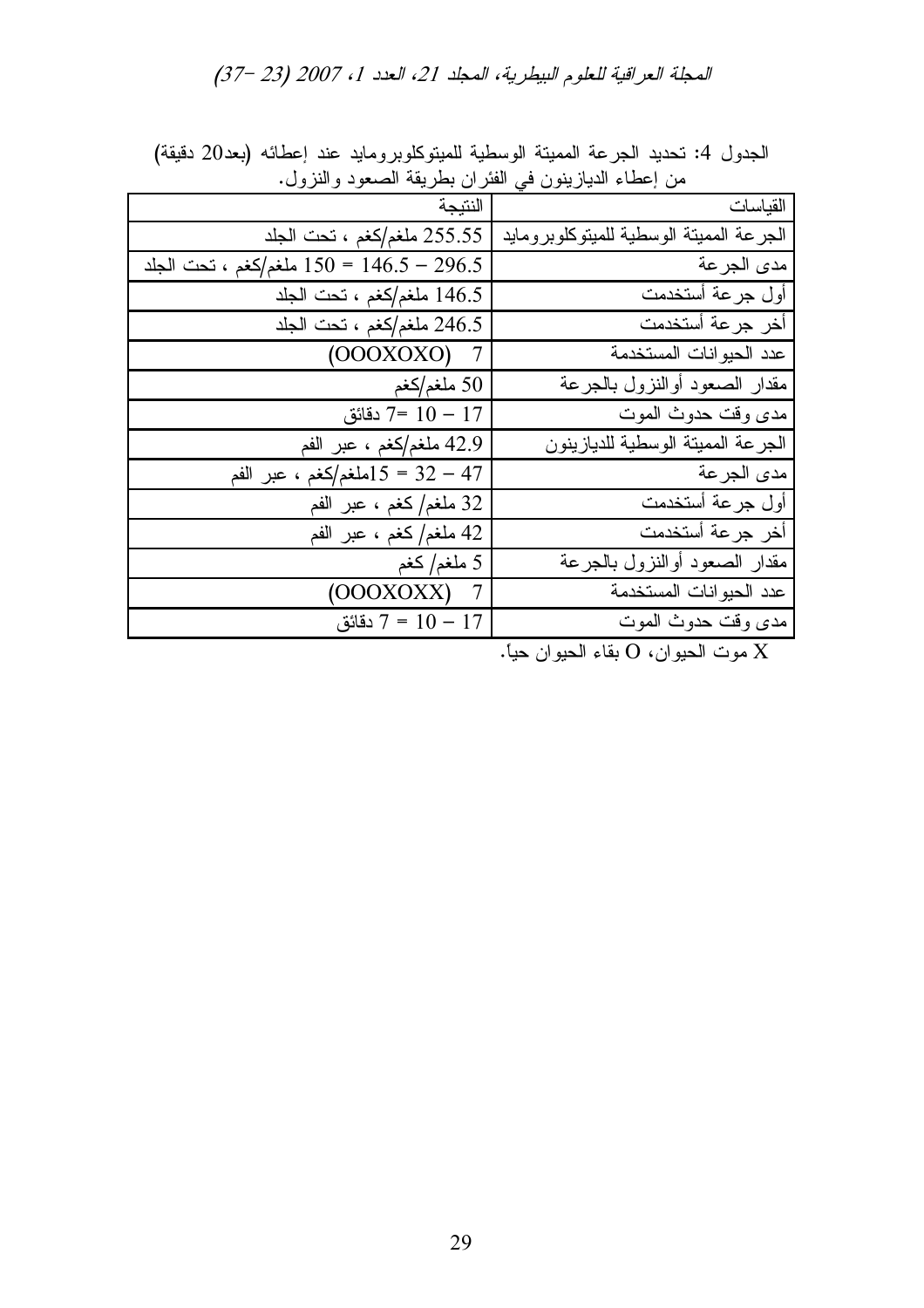الجدول 4: تحديد الجرعة المميتة الوسطية للميتوكلوبرومايد عند إعطائه (بعد20 دقيقة) من إعطاء الديازينون في الفئران بطريقة الصعود والنزول.

| القياسات | النتيجة |
|---|---|
| الجرعة المميتة الوسطية للميتوكلوبرومايد | 255.55 ملغم/كغم ، تحت الجلد |
| مدى الجرعة | 296.5 − 146.5 = 150 ملغم/كغم ، تحت الجلد |
| أول جرعة أستخدمت | 146.5 ملغم/كغم ، تحت الجلد |
| أخر جرعة أستخدمت | 246.5 ملغم/كغم ، تحت الجلد |
| عدد الحيوانات المستخدمة | 7 (OOOXOXO) |
| مقدار الصعود أوالنزول بالجرعة | 50 ملغم/كغم |
| مدى وقت حدوث الموت | 17 − 10 =7 دقائق |
| الجرعة المميتة الوسطية للديازينون | 42.9 ملغم/كغم ، عبر الفم |
| مدى الجرعة | 47 − 32 = 15ملغم/كغم ، عبر الفم |
| أول جرعة أستخدمت | 32 ملغم/ كغم ، عبر الفم |
| أخر جرعة أستخدمت | 42 ملغم/ كغم ، عبر الفم |
| مقدار الصعود أوالنزول بالجرعة | 5 ملغم/ كغم |
| عدد الحيوانات المستخدمة | 7 (OOOXOXX) |
| مدى وقت حدوث الموت | 17 − 10 = 7 دقائق |

X موت الحيوان، O بقاء الحيوان حياً.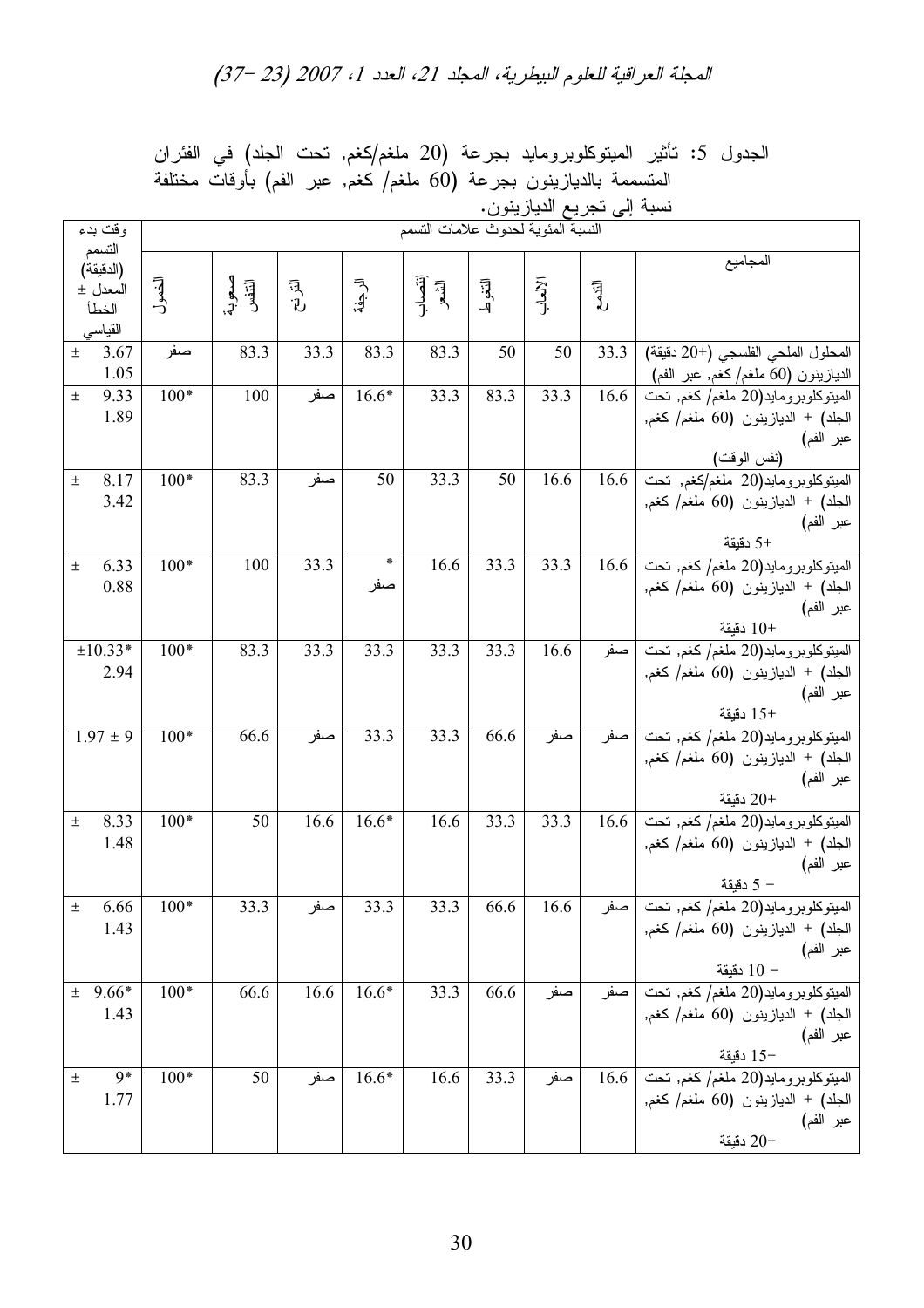الجدول 5: تأثير الميتوكلوبرومايد بجرعة (20 ملغم/كغم, تحت الجلد) في الفئران المتسممة بالديازينون بجرعة (60 ملغم/ كغم, عبر الفم) بأوقات مختلفة نسبة إلى تجريع الديازينون.

| المجاميع | النسبة المئوية لحدوث علامات التسمم | | | | | | | | وقت بدء التسمم (الدقيقة) المعدل ± الخطأ القياسي |
|---|---|---|---|---|---|---|---|---|---|
| | التدمع | الإلعاب | النفوط | انتصاب الشعر | الرجفة | الترنح | صعوبة التنفس | الخمول | |
| المحلول الملحي الفلسجي (+20 دقيقة) الديازينون (60 ملغم/ كغم, عبر الفم) | 33.3 | 50 | 50 | 83.3 | 83.3 | 33.3 | 83.3 | صفر | 3.67 ± 1.05 |
| الميتوكلوبروامايد(20 ملغم/ كغم, تحت الجلد) + الديازينون (60 ملغم/ كغم, عبر الفم) (نفس الوقت) | 16.6 | 33.3 | 83.3 | 33.3 | 16.6* | صفر | 100 | 100* | 9.33 ± 1.89 |
| الميتوكلوبروامايد(20 ملغم/كغم, تحت الجلد) + الديازينون (60 ملغم/ كغم, عبر الفم) +5 دقيقة | 16.6 | 16.6 | 50 | 33.3 | 50 | صفر | 83.3 | 100* | 8.17 ± 3.42 |
| الميتوكلوبروامايد(20 ملغم/ كغم, تحت الجلد) + الديازينون (60 ملغم/ كغم, عبر الفم) +10 دقيقة | 16.6 | 33.3 | 33.3 | 16.6 | * صفر | 33.3 | 100 | 100* | 6.33 ± 0.88 |
| الميتوكلوبروامايد(20 ملغم/ كغم, تحت الجلد) + الديازينون (60 ملغم/ كغم, عبر الفم) +15 دقيقة | صفر | 16.6 | 33.3 | 33.3 | 33.3 | 33.3 | 83.3 | 100* | 10.33* ± 2.94 |
| الميتوكلوبروامايد(20 ملغم/ كغم, تحت الجلد) + الديازينون (60 ملغم/ كغم, عبر الفم) +20 دقيقة | صفر | صفر | 66.6 | 33.3 | 33.3 | صفر | 66.6 | 100* | 9 ± 1.97 |
| الميتوكلوبروامايد(20 ملغم/ كغم, تحت الجلد) + الديازينون (60 ملغم/ كغم, عبر الفم) − 5 دقيقة | 16.6 | 33.3 | 33.3 | 16.6 | 16.6* | 16.6 | 50 | 100* | 8.33 ± 1.48 |
| الميتوكلوبروامايد(20 ملغم/ كغم, تحت الجلد) + الديازينون (60 ملغم/ كغم, عبر الفم) − 10 دقيقة | صفر | 16.6 | 66.6 | 33.3 | 33.3 | صفر | 33.3 | 100* | 6.66 ± 1.43 |
| الميتوكلوبروامايد(20 ملغم/ كغم, تحت الجلد) + الديازينون (60 ملغم/ كغم, عبر الفم) −15 دقيقة | صفر | صفر | 66.6 | 33.3 | 16.6* | 16.6 | 66.6 | 100* | 9.66* ± 1.43 |
| الميتوكلوبروامايد(20 ملغم/ كغم, تحت الجلد) + الديازينون (60 ملغم/ كغم, عبر الفم) −20 دقيقة | 16.6 | صفر | 33.3 | 16.6 | 16.6* | صفر | 50 | 100* | 9* ± 1.77 |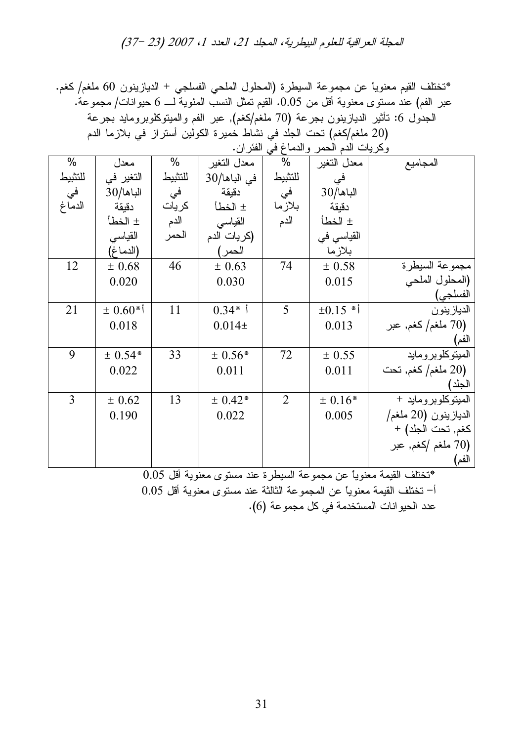*تختلف القيم معنوياً عن مجموعة السيطرة (المحلول الملحي الفسلجي + الديازينون 60 ملغم/ كغم. عبر الفم) عند مستوى معنوية أقل من 0.05. القيم تمثل النسب المئوية لــ 6 حيوانات/ مجموعة.

الجدول 6: تأثير الديازينون بجرعة (70 ملغم/كغم), عبر الفم والميتوكلوبرومايد بجرعة (20 ملغم/كغم) تحت الجلد في نشاط خميرة الكولين أستراز في بلازما الدم وكريات الدم الحمر والدماغ في الفئران.

| المجاميع | معدل التغير في الباها/30 دقيقة ± الخطأ القياسي في بلازما | % للتثبيط في بلازما الدم | معدل التغير في الباها/30 دقيقة ± الخطأ القياسي (كريات الدم الحمر) | % للتثبيط في كريات الدم الحمر | معدل التغير في الباها/30 دقيقة ± الخطأ القياسي (الدماغ) | % للتثبيط في الدماغ |
|---|---|---|---|---|---|---|
| مجموعة السيطرة (المحلول الملحي الفسلجي) | 0.58 ± 0.015 | 74 | 0.63 ± 0.030 | 46 | 0.68 ± 0.020 | 12 |
| الديازينون (70 ملغم/ كغم, عبر الفم) | 0.15 ±* أ 0.013 | 5 | 0.34* أ 0.014± | 11 | 0.60* أ ± 0.018 | 21 |
| الميتوكلوبرومايد (20 ملغم/ كغم, تحت الجلد) | 0.55 ± 0.011 | 72 | 0.56* ± 0.011 | 33 | 0.54* ± 0.022 | 9 |
| الميتوكلوبرومايد + الديازينون (20 ملغم/ كغم, تحت الجلد) + (70 ملغم /كغم, عبر الفم) | 0.16* ± 0.005 | 2 | 0.42* ± 0.022 | 13 | 0.62 ± 0.190 | 3 |

*تختلف القيمة معنوياً عن مجموعة السيطرة عند مستوى معنوية أقل 0.05

أ- تختلف القيمة معنوياً عن المجموعة الثالثة عند مستوى معنوية أقل 0.05

عدد الحيوانات المستخدمة في كل مجموعة (6).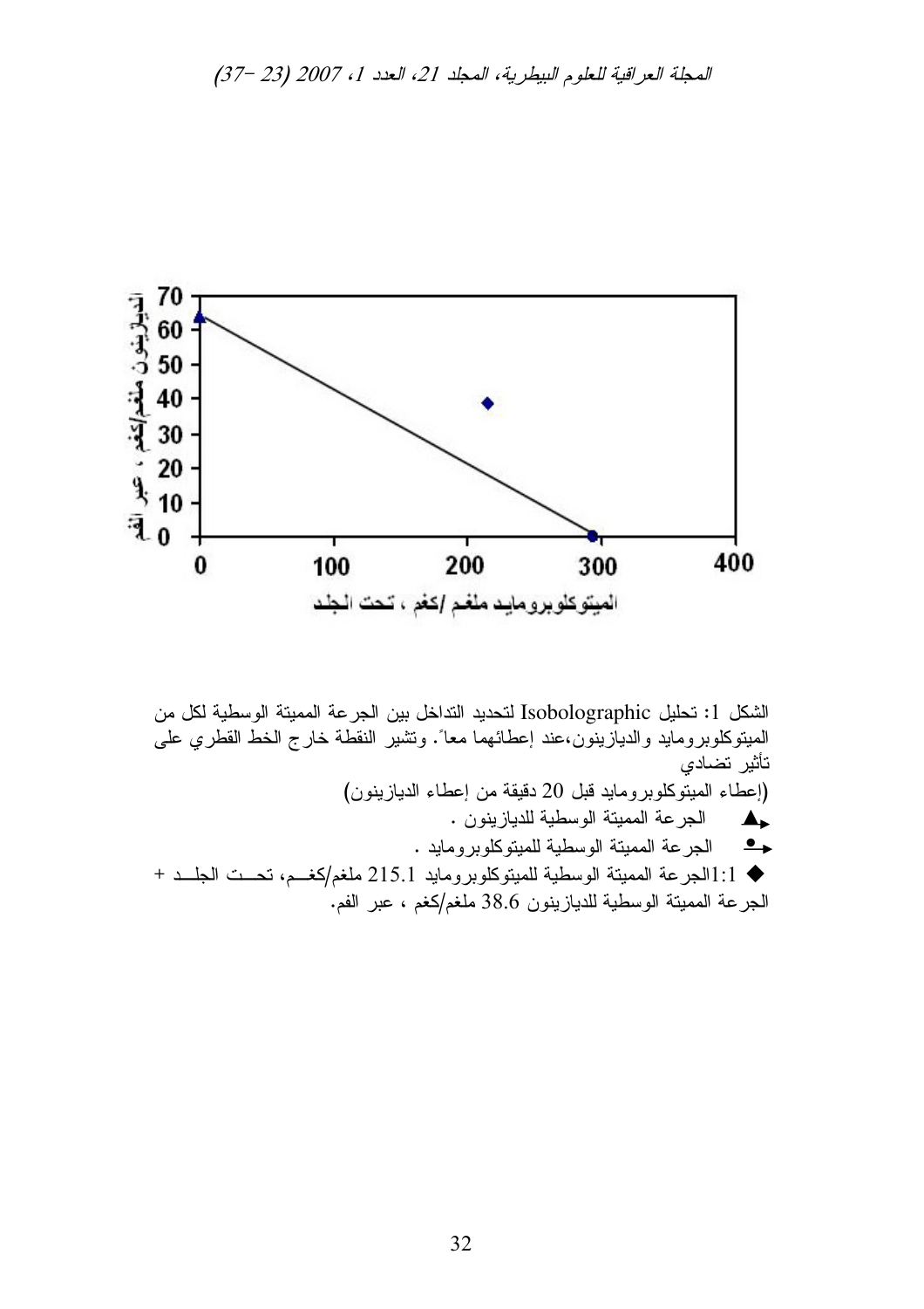الشكل 1: تحليل Isobolographic لتحديد التداخل بين الجرعة المميتة الوسطية لكل من الميتوكلوبرومايد والديازينون،عند إعطائهما معاً. وتشير النقطة خارج الخط القطري على تأثير تضادي

(إعطاء الميتوكلوبرومايد قبل 20 دقيقة من إعطاء الديازينون)

▲ الجرعة المميتة الوسطية للديازينون .

● الجرعة المميتة الوسطية للميتوكلوبرومايد .

◆ 1:1الجرعة المميتة الوسطية للميتوكلوبرومايد 215.1 ملغم/كغم، تحت الجلد + الجرعة المميتة الوسطية للديازينون 38.6 ملغم/كغم ، عبر الفم.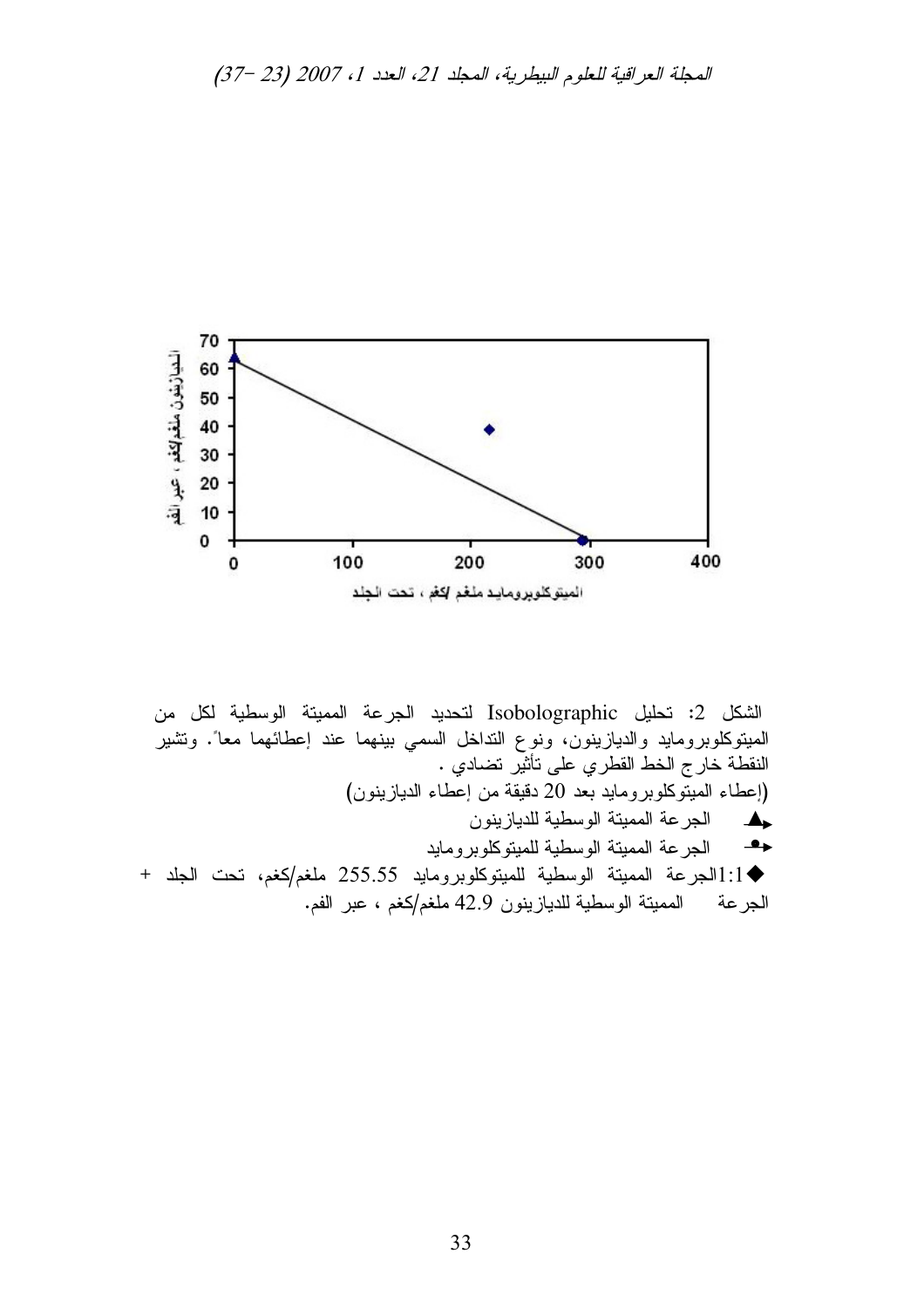الشكل 2: تحليل Isobolographic لتحديد الجرعة المميتة الوسطية لكل من الميتوكلوبرومايد والديازينون، ونوع التداخل السمي بينهما عند إعطائهما معاً. وتشير النقطة خارج الخط القطري على تأثير تضادي .

(إعطاء الميتوكلوبرومايد بعد 20 دقيقة من إعطاء الديازينون)

▲ الجرعة المميتة الوسطية للديازينون

● الجرعة المميتة الوسطية للميتوكلوبرومايد

◆1:1الجرعة المميتة الوسطية للميتوكلوبرومايد 255.55 ملغم/كغم، تحت الجلد + الجرعة المميتة الوسطية للديازينون 42.9 ملغم/كغم ، عبر الفم.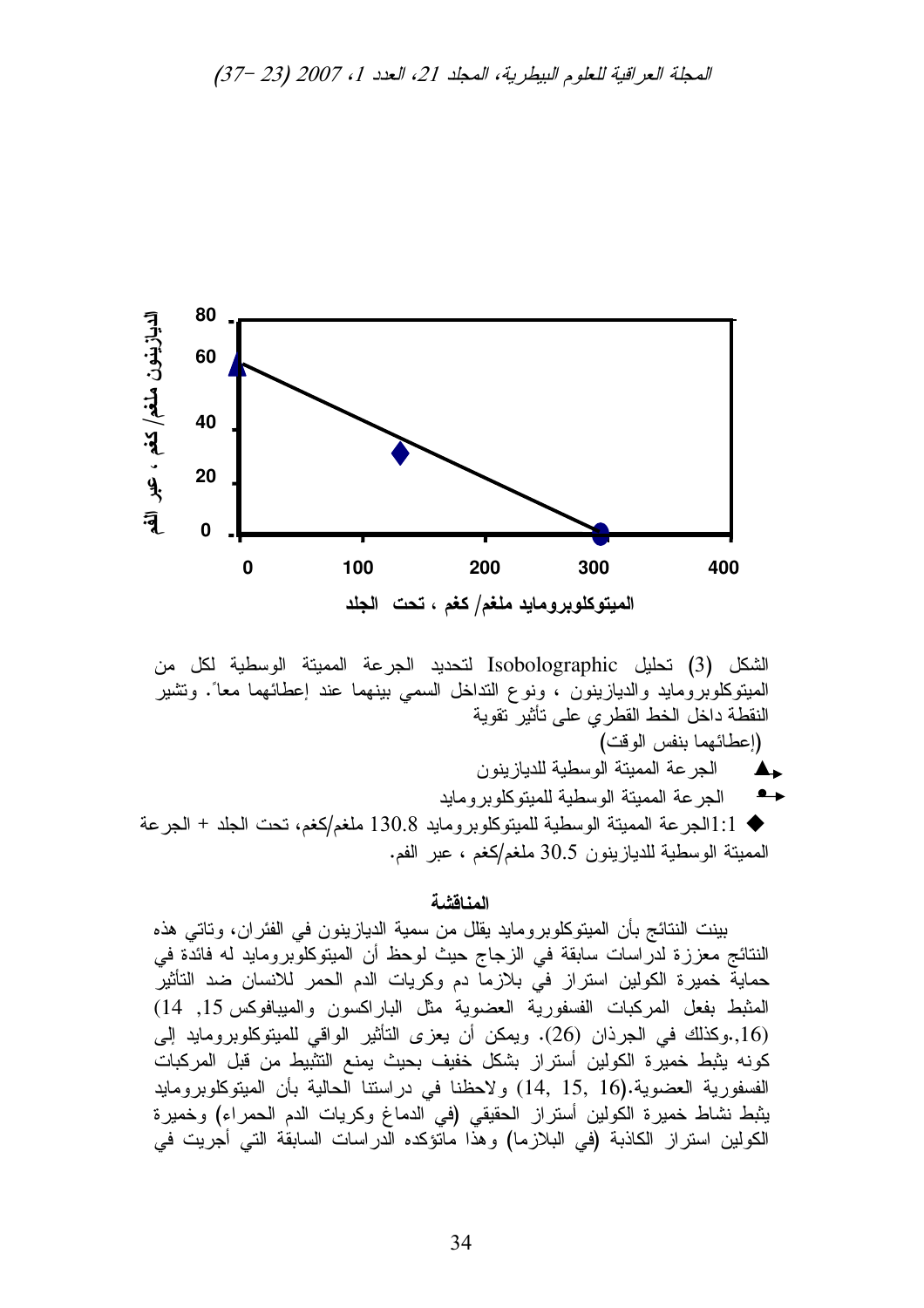الشكل (3) تحليل Isobolographic لتحديد الجرعة المميتة الوسطية لكل من الميتوكلوبرومايد والديازينون ، ونوع التداخل السمي بينهما عند إعطائهما معاً. وتشير النقطة داخل الخط القطري على تأثير تقوية
(إعطائهما بنفس الوقت)

▲ الجرعة المميتة الوسطية للديازينون

● الجرعة المميتة الوسطية للميتوكلوبرومايد

◆ 1:1الجرعة المميتة الوسطية للميتوكلوبرومايد 130.8 ملغم/كغم، تحت الجلد + الجرعة المميتة الوسطية للديازينون 30.5 ملغم/كغم ، عبر الفم.

## المناقشة

بينت النتائج بأن الميتوكلوبرومايد يقلل من سمية الديازينون في الفئران، وتاتي هذه النتائج معززة لدراسات سابقة في الزجاج حيث لوحظ أن الميتوكلوبرومايد له فائدة في حماية خميرة الكولين استراز في بلازما دم وكريات الدم الحمر للانسان ضد التأثير المثبط بفعل المركبات الفسفورية العضوية مثل الباراكسون والميبافوكس (14 ,15 ,16).,وكذلك في الجرذان (26). ويمكن أن يعزى التأثير الواقي للميتوكلوبرومايد إلى كونه يثبط خميرة الكولين أستراز بشكل خفيف بحيث يمنع التثبيط من قبل المركبات الفسفورية العضوية.(16 ,15 ,14) ولاحظنا في دراستنا الحالية بأن الميتوكلوبرومايد يثبط نشاط خميرة الكولين أستراز الحقيقي (في الدماغ وكريات الدم الحمراء) وخميرة الكولين استراز الكاذبة (في البلازما) وهذا ماتؤكده الدراسات السابقة التي أجريت في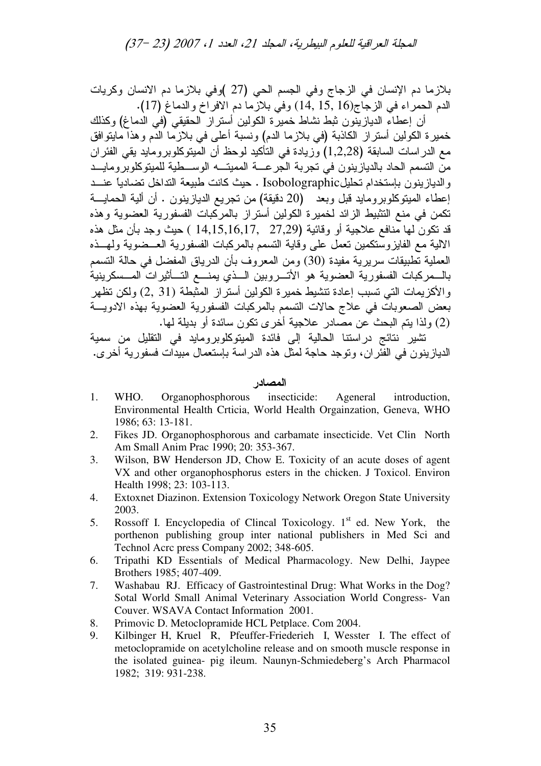بلازما دم الإنسان في الزجاج وفي الجسم الحي (27 )وفي بلازما دم الانسان وكريات الدم الحمراء في الزجاج(16 ,15 ,14) وفي بلازما دم الافراخ والدماغ (17).

أن إعطاء الديازينون ثبط نشاط خميرة الكولين أستراز الحقيقي (في الدماغ) وكذلك خميرة الكولين أستراز الكاذبة (في بلازما الدم) ونسبة أعلى في بلازما الدم وهذا مايتوافق مع الدراسات السابقة (1,2,28) وزيادة في التأكيد لوحظ أن الميتوكلوبرومايد يقي الفئران من التسمم الحاد بالديازينون في تجربة الجرعة المميتة الوسطية للميتوكلوبرومايد والديازينون بإستخدام تحليلIsobolographic . حيث كانت طبيعة التداخل تضاديا عند إعطاء الميتوكلوبرومايد قبل وبعد (20 دقيقة) من تجريع الديازينون . أن ألية الحماية تكمن في منع التثبيط الزائد لخميرة الكولين أستراز بالمركبات الفسفورية العضوية وهذه قد تكون لها منافع علاجية أو وقائية (14,15,16,17, 27,29 ) حيث وجد بأن مثل هذه الالية مع الفايزوستكمين تعمل على وقاية التسمم بالمركبات الفسفورية العضوية ولهذه العملية تطبيقات سريرية مفيدة (30) ومن المعروف بأن الدرياق المفضل في حالة التسمم بالمركبات الفسفورية العضوية هو الأتروبين الذي يمنع التأثيرات المسكرينية والأكزيمات التي تسبب إعادة تنشيط خميرة الكولين أستراز المثبطة (31 ,2) ولكن تظهر بعض الصعوبات في علاج حالات التسمم بالمركبات الفسفورية العضوية بهذه الادوية (2) ولذا يتم البحث عن مصادر علاجية أخرى تكون سائدة أو بديلة لها.

تشير نتائج دراستنا الحالية إلى فائدة الميتوكلوبرومايد في التقليل من سمية الديازينون في الفئران، وتوجد حاجة لمثل هذه الدراسة بإستعمال مبيدات فسفورية أخرى.

## المصادر

1. WHO. Organophosphorous insecticide: Ageneral introduction, Environmental Health Crticia, World Health Orgainzation, Geneva, WHO 1986; 63: 13-181.
2. Fikes JD. Organophosphorous and carbamate insecticide. Vet Clin North Am Small Anim Prac 1990; 20: 353-367.
3. Wilson, BW Henderson JD, Chow E. Toxicity of an acute doses of agent VX and other organophosphorus esters in the chicken. J Toxicol. Environ Health 1998; 23: 103-113.
4. Extoxnet Diazinon. Extension Toxicology Network Oregon State University 2003.
5. Rossoff I. Encyclopedia of Clincal Toxicology. 1st ed. New York, the porthenon publishing group inter national publishers in Med Sci and Technol Acrc press Company 2002; 348-605.
6. Tripathi KD Essentials of Medical Pharmacology. New Delhi, Jaypee Brothers 1985; 407-409.
7. Washabau RJ. Efficacy of Gastrointestinal Drug: What Works in the Dog? Sotal World Small Animal Veterinary Association World Congress- Van Couver. WSAVA Contact Information 2001.
8. Primovic D. Metoclopramide HCL Petplace. Com 2004.
9. Kilbinger H, Kruel R, Pfeuffer-Friederieh I, Wesster I. The effect of metoclopramide on acetylcholine release and on smooth muscle response in the isolated guinea- pig ileum. Naunyn-Schmiedeberg's Arch Pharmacol 1982; 319: 931-238.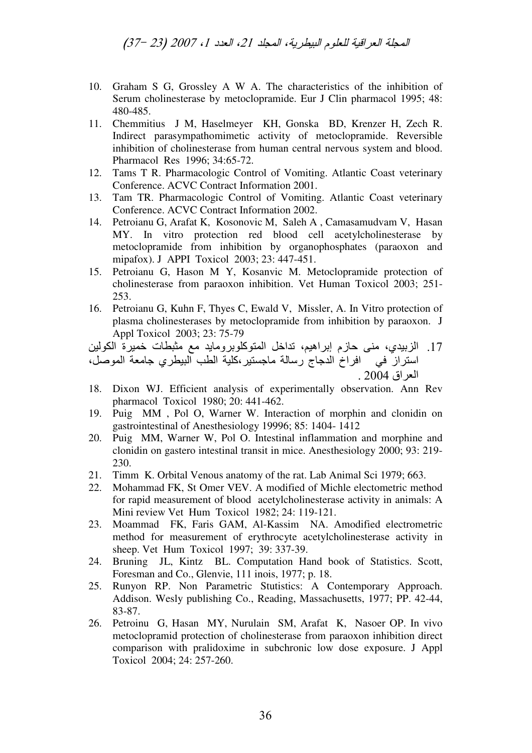10. Graham S G, Grossley A W A. The characteristics of the inhibition of Serum cholinesterase by metoclopramide. Eur J Clin pharmacol 1995; 48: 480-485.
11. Chemmitius J M, Haselmeyer KH, Gonska BD, Krenzer H, Zech R. Indirect parasympathomimetic activity of metoclopramide. Reversible inhibition of cholinesterase from human central nervous system and blood. Pharmacol Res 1996; 34:65-72.
12. Tams T R. Pharmacologic Control of Vomiting. Atlantic Coast veterinary Conference. ACVC Contract Information 2001.
13. Tam TR. Pharmacologic Control of Vomiting. Atlantic Coast veterinary Conference. ACVC Contract Information 2002.
14. Petroianu G, Arafat K, Kosonovic M, Saleh A , Camasamudvam V, Hasan MY. In vitro protection red blood cell acetylcholinesterase by metoclopramide from inhibition by organophosphates (paraoxon and mipafox). J APPl Toxicol 2003; 23: 447-451.
15. Petroianu G, Hason M Y, Kosanvic M. Metoclopramide protection of cholinesterase from paraoxon inhibition. Vet Human Toxicol 2003; 251-253.
16. Petroianu G, Kuhn F, Thyes C, Ewald V, Missler, A. In Vitro protection of plasma cholinesterases by metoclopramide from inhibition by paraoxon. J Appl Toxicol 2003; 23: 75-79
17. الزبيدي، منى حازم إبراهيم، تداخل المتوكلوبرومايد مع مثبطات خميرة الكولين استراز في افراخ الدجاج رسالة ماجستير،كلية الطب البيطري جامعة الموصل، العراق 2004 .
18. Dixon WJ. Efficient analysis of experimentally observation. Ann Rev pharmacol Toxicol 1980; 20: 441-462.
19. Puig MM , Pol O, Warner W. Interaction of morphin and clonidin on gastrointestinal of Anesthesiology 19996; 85: 1404- 1412
20. Puig MM, Warner W, Pol O. Intestinal inflammation and morphine and clonidin on gastero intestinal transit in mice. Anesthesiology 2000; 93: 219-230.
21. Timm K. Orbital Venous anatomy of the rat. Lab Animal Sci 1979; 663.
22. Mohammad FK, St Omer VEV. A modified of Michle electometric method for rapid measurement of blood acetylcholinesterase activity in animals: A Mini review Vet Hum Toxicol 1982; 24: 119-121.
23. Moammad FK, Faris GAM, Al-Kassim NA. Amodified electrometric method for measurement of erythrocyte acetylcholinesterase activity in sheep. Vet Hum Toxicol 1997; 39: 337-39.
24. Bruning JL, Kintz BL. Computation Hand book of Statistics. Scott, Foresman and Co., Glenvie, 111 inois, 1977; p. 18.
25. Runyon RP. Non Parametric Stutistics: A Contemporary Approach. Addison. Wesly publishing Co., Reading, Massachusetts, 1977; PP. 42-44, 83-87.
26. Petroinu G, Hasan MY, Nurulain SM, Arafat K, Nasoer OP. In vivo metoclopramid protection of cholinesterase from paraoxon inhibition direct comparison with pralidoxime in subchronic low dose exposure. J Appl Toxicol 2004; 24: 257-260.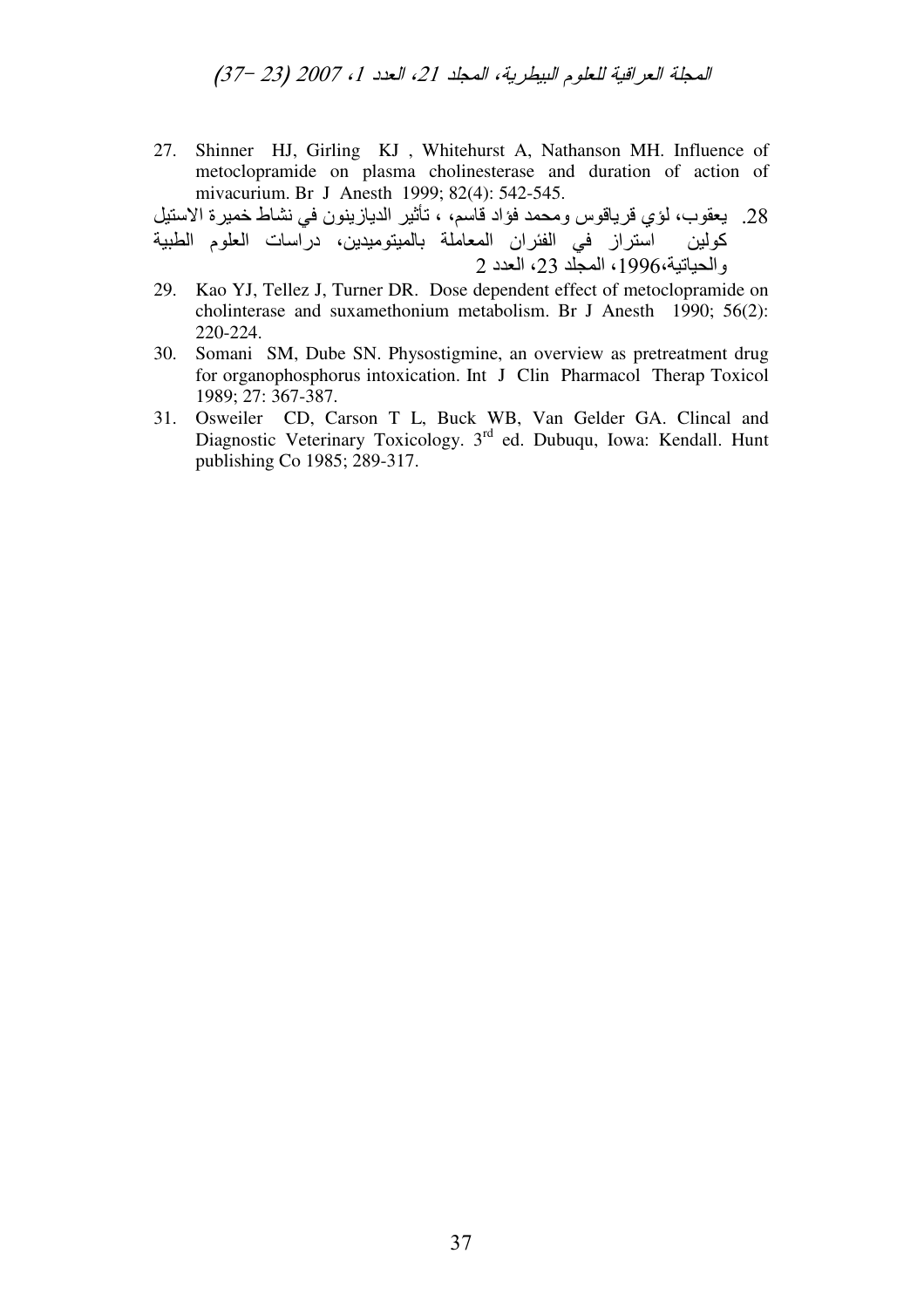27. Shinner HJ, Girling KJ , Whitehurst A, Nathanson MH. Influence of metoclopramide on plasma cholinesterase and duration of action of mivacurium. Br J Anesth 1999; 82(4): 542-545.
28. يعقوب، لؤي قرياقوس ومحمد فؤاد قاسم، ، تأثير الديازينون في نشاط خميرة الاستيل كولين استراز في الفئران المعاملة بالميتوميدين، دراسات العلوم الطبية والحياتية،1996، المجلد 23، العدد 2
29. Kao YJ, Tellez J, Turner DR. Dose dependent effect of metoclopramide on cholinterase and suxamethonium metabolism. Br J Anesth 1990; 56(2): 220-224.
30. Somani SM, Dube SN. Physostigmine, an overview as pretreatment drug for organophosphorus intoxication. Int J Clin Pharmacol Therap Toxicol 1989; 27: 367-387.
31. Osweiler CD, Carson T L, Buck WB, Van Gelder GA. Clincal and Diagnostic Veterinary Toxicology. 3rd ed. Dubuqu, Iowa: Kendall. Hunt publishing Co 1985; 289-317.